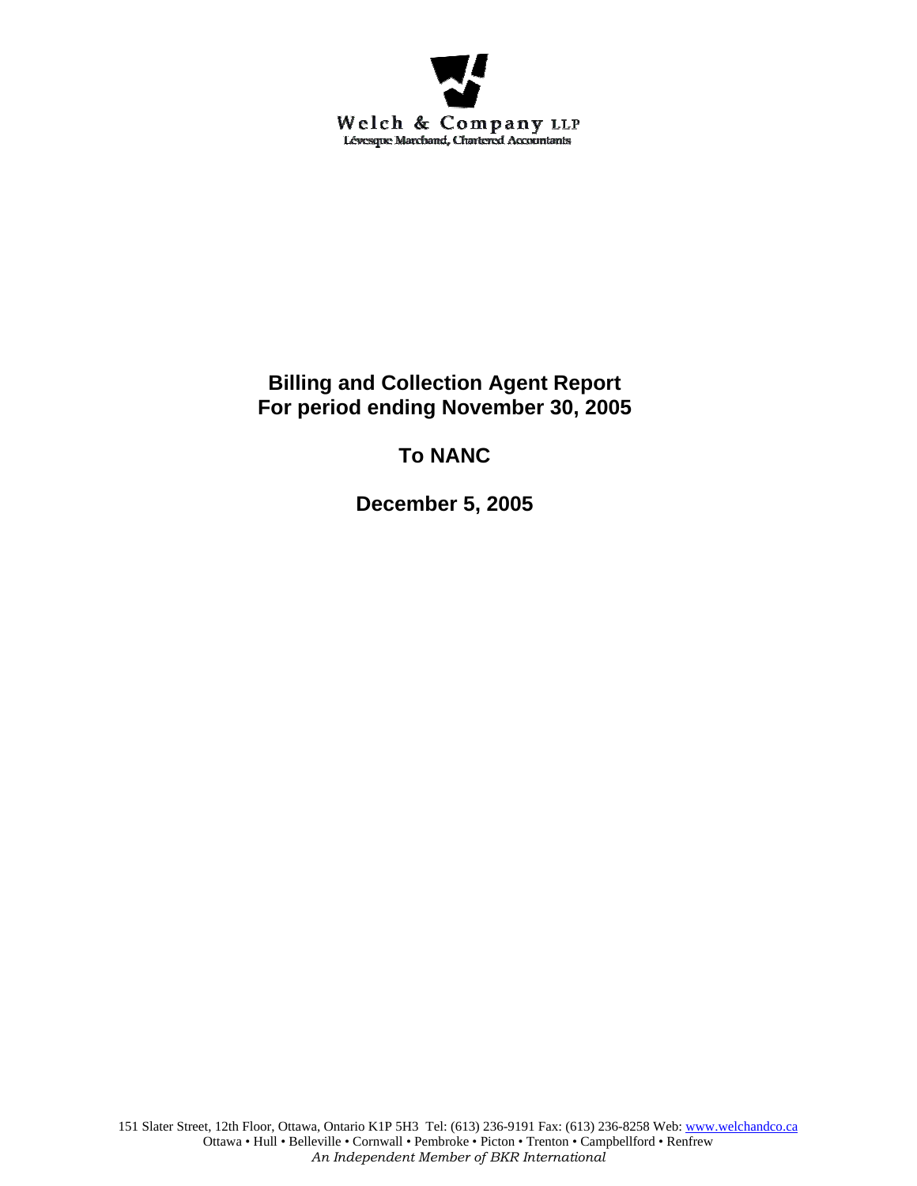Welch & Company LLP
Lévesque Marchand, Chartered Accountants

# Billing and Collection Agent Report
# For period ending November 30, 2005

## To NANC

## December 5, 2005

151 Slater Street, 12th Floor, Ottawa, Ontario K1P 5H3 Tel: (613) 236-9191 Fax: (613) 236-8258 Web: www.welchandco.ca
Ottawa • Hull • Belleville • Cornwall • Pembroke • Picton • Trenton • Campbellford • Renfrew
*An Independent Member of BKR International*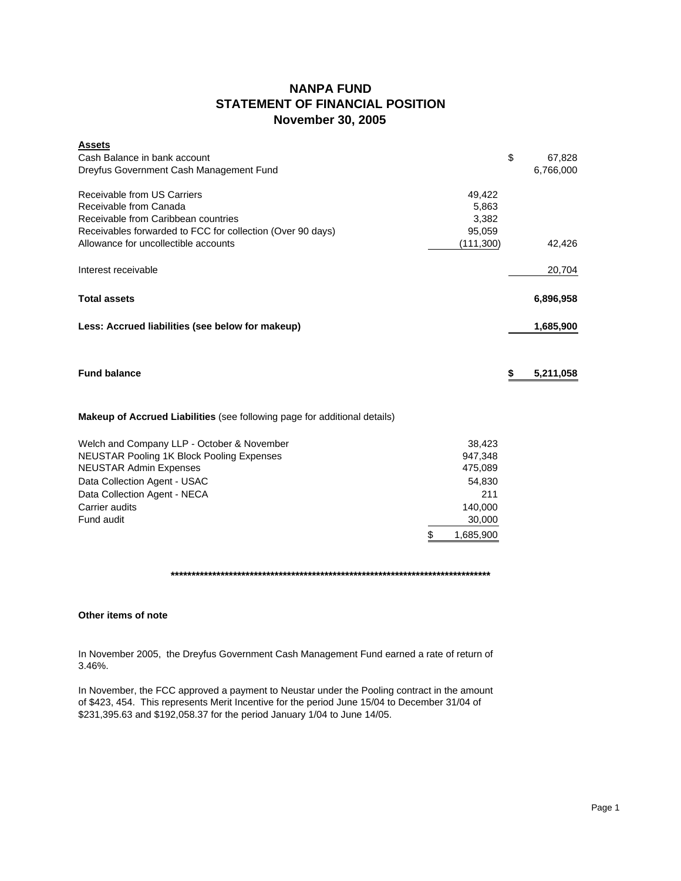# NANPA FUND
## STATEMENT OF FINANCIAL POSITION
## November 30, 2005

| **Assets** | | |
|---|---|---|
| Cash Balance in bank account | | $ 67,828 |
| Dreyfus Government Cash Management Fund | | 6,766,000 |
| | | |
| Receivable from US Carriers | 49,422 | |
| Receivable from Canada | 5,863 | |
| Receivable from Caribbean countries | 3,382 | |
| Receivables forwarded to FCC for collection (Over 90 days) | 95,059 | |
| Allowance for uncollectible accounts | (111,300) | 42,426 |
| | | |
| Interest receivable | | 20,704 |
| | | |
| **Total assets** | | **6,896,958** |
| | | |
| **Less: Accrued liabilities (see below for makeup)** | | **1,685,900** |
| | | |
| **Fund balance** | | **$ 5,211,058** |

**Makeup of Accrued Liabilities** (see following page for additional details)

| | |
|---|---|
| Welch and Company LLP - October & November | 38,423 |
| NEUSTAR Pooling 1K Block Pooling Expenses | 947,348 |
| NEUSTAR Admin Expenses | 475,089 |
| Data Collection Agent - USAC | 54,830 |
| Data Collection Agent - NECA | 211 |
| Carrier audits | 140,000 |
| Fund audit | 30,000 |
| | $ 1,685,900 |

**************************************************************************************

**Other items of note**

In November 2005, the Dreyfus Government Cash Management Fund earned a rate of return of 3.46%.

In November, the FCC approved a payment to Neustar under the Pooling contract in the amount of $423, 454. This represents Merit Incentive for the period June 15/04 to December 31/04 of $231,395.63 and $192,058.37 for the period January 1/04 to June 14/05.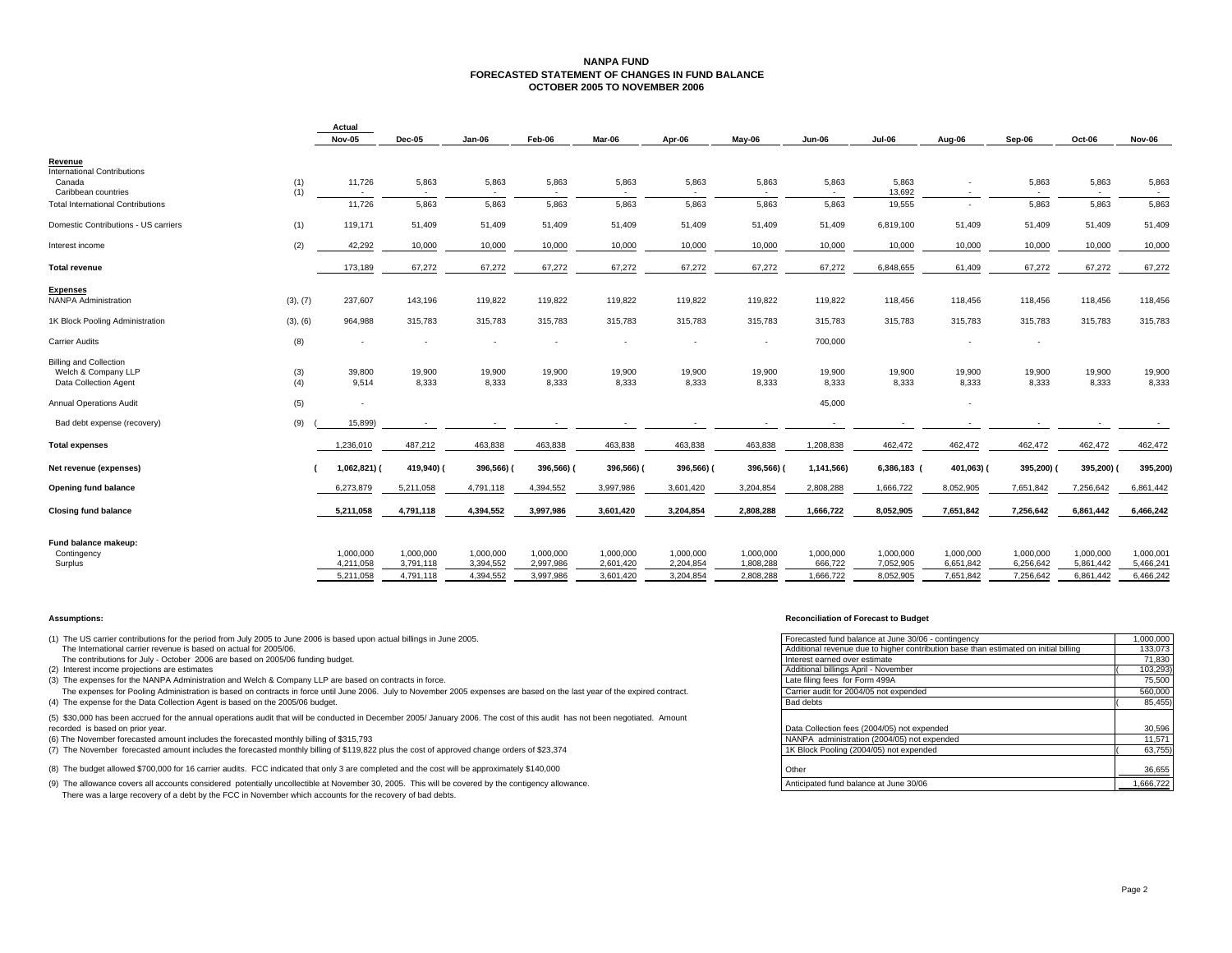# NANPA FUND
## FORECASTED STATEMENT OF CHANGES IN FUND BALANCE
## OCTOBER 2005 TO NOVEMBER 2006

| | | Actual | | | | | | | | | | | | |
|---|---|---|---|---|---|---|---|---|---|---|---|---|---|---|
| | | Nov-05 | Dec-05 | Jan-06 | Feb-06 | Mar-06 | Apr-06 | May-06 | Jun-06 | Jul-06 | Aug-06 | Sep-06 | Oct-06 | Nov-06 |
| **Revenue** | | | | | | | | | | | | | | |
| International Contributions | | | | | | | | | | | | | | |
| Canada | (1) | 11,726 | 5,863 | 5,863 | 5,863 | 5,863 | 5,863 | 5,863 | 5,863 | 5,863 | - | 5,863 | 5,863 | 5,863 |
| Caribbean countries | (1) | - | - | - | - | - | - | - | - | 13,692 | - | - | - | - |
| Total International Contributions | | 11,726 | 5,863 | 5,863 | 5,863 | 5,863 | 5,863 | 5,863 | 5,863 | 19,555 | - | 5,863 | 5,863 | 5,863 |
| Domestic Contributions - US carriers | (1) | 119,171 | 51,409 | 51,409 | 51,409 | 51,409 | 51,409 | 51,409 | 51,409 | 6,819,100 | 51,409 | 51,409 | 51,409 | 51,409 |
| Interest income | (2) | 42,292 | 10,000 | 10,000 | 10,000 | 10,000 | 10,000 | 10,000 | 10,000 | 10,000 | 10,000 | 10,000 | 10,000 | 10,000 |
| **Total revenue** | | 173,189 | 67,272 | 67,272 | 67,272 | 67,272 | 67,272 | 67,272 | 67,272 | 6,848,655 | 61,409 | 67,272 | 67,272 | 67,272 |
| **Expenses** | | | | | | | | | | | | | | |
| NANPA Administration | (3), (7) | 237,607 | 143,196 | 119,822 | 119,822 | 119,822 | 119,822 | 119,822 | 119,822 | 118,456 | 118,456 | 118,456 | 118,456 | 118,456 |
| 1K Block Pooling Administration | (3), (6) | 964,988 | 315,783 | 315,783 | 315,783 | 315,783 | 315,783 | 315,783 | 315,783 | 315,783 | 315,783 | 315,783 | 315,783 | 315,783 |
| Carrier Audits | (8) | - | - | - | - | - | - | - | 700,000 | | - | - | | |
| Billing and Collection | | | | | | | | | | | | | | |
| Welch & Company LLP | (3) | 39,800 | 19,900 | 19,900 | 19,900 | 19,900 | 19,900 | 19,900 | 19,900 | 19,900 | 19,900 | 19,900 | 19,900 | 19,900 |
| Data Collection Agent | (4) | 9,514 | 8,333 | 8,333 | 8,333 | 8,333 | 8,333 | 8,333 | 8,333 | 8,333 | 8,333 | 8,333 | 8,333 | 8,333 |
| Annual Operations Audit | (5) | - | | | | | | | 45,000 | | - | | | |
| Bad debt expense (recovery) | (9) | (15,899) | - | - | - | - | - | - | - | - | - | - | - | - |
| **Total expenses** | | 1,236,010 | 487,212 | 463,838 | 463,838 | 463,838 | 463,838 | 463,838 | 1,208,838 | 462,472 | 462,472 | 462,472 | 462,472 | 462,472 |
| **Net revenue (expenses)** | | (1,062,821) | (419,940) | (396,566) | (396,566) | (396,566) | (396,566) | (396,566) | (1,141,566) | 6,386,183 | (401,063) | (395,200) | (395,200) | (395,200) |
| **Opening fund balance** | | 6,273,879 | 5,211,058 | 4,791,118 | 4,394,552 | 3,997,986 | 3,601,420 | 3,204,854 | 2,808,288 | 1,666,722 | 8,052,905 | 7,651,842 | 7,256,642 | 6,861,442 |
| **Closing fund balance** | | 5,211,058 | 4,791,118 | 4,394,552 | 3,997,986 | 3,601,420 | 3,204,854 | 2,808,288 | 1,666,722 | 8,052,905 | 7,651,842 | 7,256,642 | 6,861,442 | 6,466,242 |
| **Fund balance makeup:** | | | | | | | | | | | | | | |
| Contingency | | 1,000,000 | 1,000,000 | 1,000,000 | 1,000,000 | 1,000,000 | 1,000,000 | 1,000,000 | 1,000,000 | 1,000,000 | 1,000,000 | 1,000,000 | 1,000,000 | 1,000,001 |
| Surplus | | 4,211,058 | 3,791,118 | 3,394,552 | 2,997,986 | 2,601,420 | 2,204,854 | 1,808,288 | 666,722 | 7,052,905 | 6,651,842 | 6,256,642 | 5,861,442 | 5,466,241 |
| | | 5,211,058 | 4,791,118 | 4,394,552 | 3,997,986 | 3,601,420 | 3,204,854 | 2,808,288 | 1,666,722 | 8,052,905 | 7,651,842 | 7,256,642 | 6,861,442 | 6,466,242 |

**Assumptions:**

(1) The US carrier contributions for the period from July 2005 to June 2006 is based upon actual billings in June 2005.
The International carrier revenue is based on actual for 2005/06.
The contributions for July - October 2006 are based on 2005/06 funding budget.

(2) Interest income projections are estimates

(3) The expenses for the NANPA Administration and Welch & Company LLP are based on contracts in force.
The expenses for Pooling Administration is based on contracts in force until June 2006. July to November 2005 expenses are based on the last year of the expired contract.

(4) The expense for the Data Collection Agent is based on the 2005/06 budget.

(5) $30,000 has been accrued for the annual operations audit that will be conducted in December 2005/ January 2006. The cost of this audit has not been negotiated. Amount recorded is based on prior year.

(6) The November forecasted amount includes the forecasted monthly billing of $315,793

(7) The November forecasted amount includes the forecasted monthly billing of $119,822 plus the cost of approved change orders of $23,374

(8) The budget allowed $700,000 for 16 carrier audits. FCC indicated that only 3 are completed and the cost will be approximately $140,000

(9) The allowance covers all accounts considered potentially uncollectible at November 30, 2005. This will be covered by the contigency allowance.
There was a large recovery of a debt by the FCC in November which accounts for the recovery of bad debts.

**Reconciliation of Forecast to Budget**

| Item | Amount |
|---|---|
| Forecasted fund balance at June 30/06 - contingency | 1,000,000 |
| Additional revenue due to higher contribution base than estimated on initial billing | 133,073 |
| Interest earned over estimate | 71,830 |
| Additional billings April - November | (103,293) |
| Late filing fees for Form 499A | 75,500 |
| Carrier audit for 2004/05 not expended | 560,000 |
| Bad debts | (85,455) |
| Data Collection fees (2004/05) not expended | 30,596 |
| NANPA administration (2004/05) not expended | 11,571 |
| 1K Block Pooling (2004/05) not expended | (63,755) |
| Other | 36,655 |
| Anticipated fund balance at June 30/06 | 1,666,722 |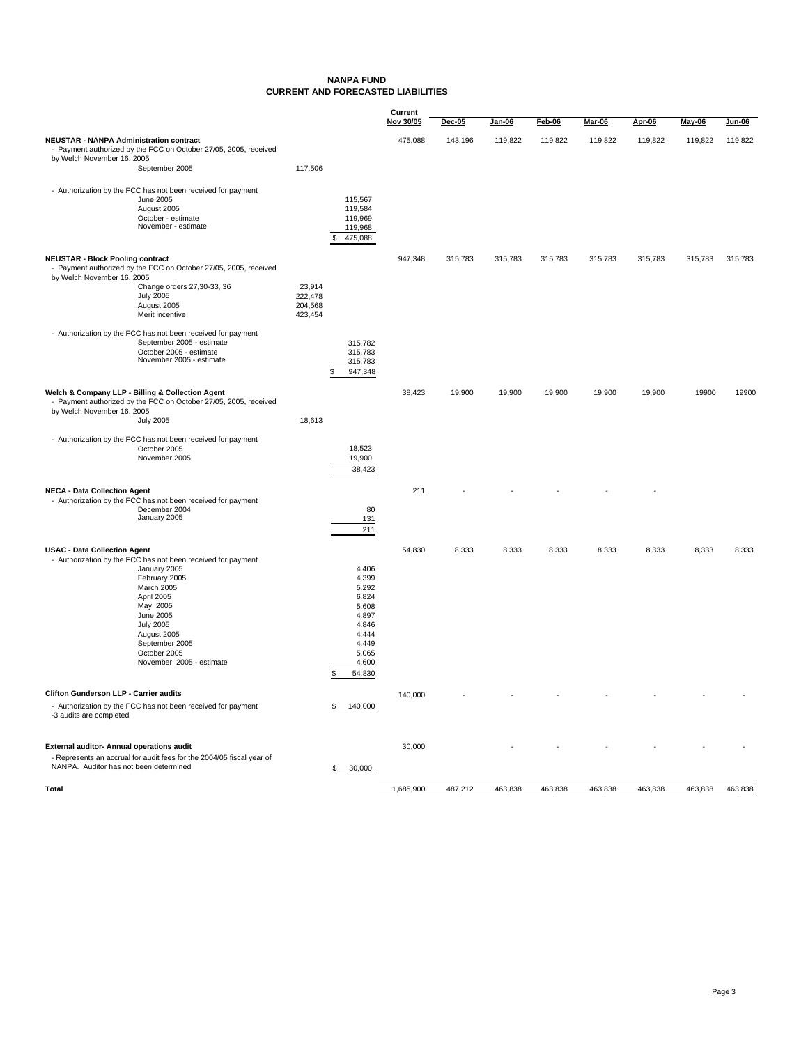# NANPA FUND
## CURRENT AND FORECASTED LIABILITIES

| | | | Current Nov 30/05 | Dec-05 | Jan-06 | Feb-06 | Mar-06 | Apr-06 | May-06 | Jun-06 |
|---|---|---|---|---|---|---|---|---|---|---|
| **NEUSTAR - NANPA Administration contract** | | | 475,088 | 143,196 | 119,822 | 119,822 | 119,822 | 119,822 | 119,822 | 119,822 |
| - Payment authorized by the FCC on October 27/05, 2005, received by Welch November 16, 2005 | | | | | | | | | | |
| September 2005 | 117,506 | | | | | | | | | |
| - Authorization by the FCC has not been received for payment | | | | | | | | | | |
| June 2005 | | 115,567 | | | | | | | | |
| August 2005 | | 119,584 | | | | | | | | |
| October - estimate | | 119,969 | | | | | | | | |
| November - estimate | | 119,968 | | | | | | | | |
| | | $ 475,088 | | | | | | | | |
| **NEUSTAR - Block Pooling contract** | | | 947,348 | 315,783 | 315,783 | 315,783 | 315,783 | 315,783 | 315,783 | 315,783 |
| - Payment authorized by the FCC on October 27/05, 2005, received by Welch November 16, 2005 | | | | | | | | | | |
| Change orders 27,30-33, 36 | 23,914 | | | | | | | | | |
| July 2005 | 222,478 | | | | | | | | | |
| August 2005 | 204,568 | | | | | | | | | |
| Merit incentive | 423,454 | | | | | | | | | |
| - Authorization by the FCC has not been received for payment | | | | | | | | | | |
| September 2005 - estimate | | 315,782 | | | | | | | | |
| October 2005 - estimate | | 315,783 | | | | | | | | |
| November 2005 - estimate | | 315,783 | | | | | | | | |
| | | $ 947,348 | | | | | | | | |
| **Welch & Company LLP - Billing & Collection Agent** | | | 38,423 | 19,900 | 19,900 | 19,900 | 19,900 | 19,900 | 19900 | 19900 |
| - Payment authorized by the FCC on October 27/05, 2005, received by Welch November 16, 2005 | | | | | | | | | | |
| July 2005 | 18,613 | | | | | | | | | |
| - Authorization by the FCC has not been received for payment | | | | | | | | | | |
| October 2005 | | 18,523 | | | | | | | | |
| November 2005 | | 19,900 | | | | | | | | |
| | | 38,423 | | | | | | | | |
| **NECA - Data Collection Agent** | | | 211 | - | - | - | - | - | | |
| - Authorization by the FCC has not been received for payment | | | | | | | | | | |
| December 2004 | | 80 | | | | | | | | |
| January 2005 | | 131 | | | | | | | | |
| | | 211 | | | | | | | | |
| **USAC - Data Collection Agent** | | | 54,830 | 8,333 | 8,333 | 8,333 | 8,333 | 8,333 | 8,333 | 8,333 |
| - Authorization by the FCC has not been received for payment | | | | | | | | | | |
| January 2005 | | 4,406 | | | | | | | | |
| February 2005 | | 4,399 | | | | | | | | |
| March 2005 | | 5,292 | | | | | | | | |
| April 2005 | | 6,824 | | | | | | | | |
| May 2005 | | 5,608 | | | | | | | | |
| June 2005 | | 4,897 | | | | | | | | |
| July 2005 | | 4,846 | | | | | | | | |
| August 2005 | | 4,444 | | | | | | | | |
| September 2005 | | 4,449 | | | | | | | | |
| October 2005 | | 5,065 | | | | | | | | |
| November 2005 - estimate | | 4,600 | | | | | | | | |
| | | $ 54,830 | | | | | | | | |
| **Clifton Gunderson LLP - Carrier audits** | | | 140,000 | - | - | - | - | - | - | - |
| - Authorization by the FCC has not been received for payment -3 audits are completed | | $ 140,000 | | | | | | | | |
| **External auditor- Annual operations audit** | | | 30,000 | | - | - | - | - | - | - |
| - Represents an accrual for audit fees for the 2004/05 fiscal year of NANPA. Auditor has not been determined | | $ 30,000 | | | | | | | | |
| **Total** | | | 1,685,900 | 487,212 | 463,838 | 463,838 | 463,838 | 463,838 | 463,838 | 463,838 |